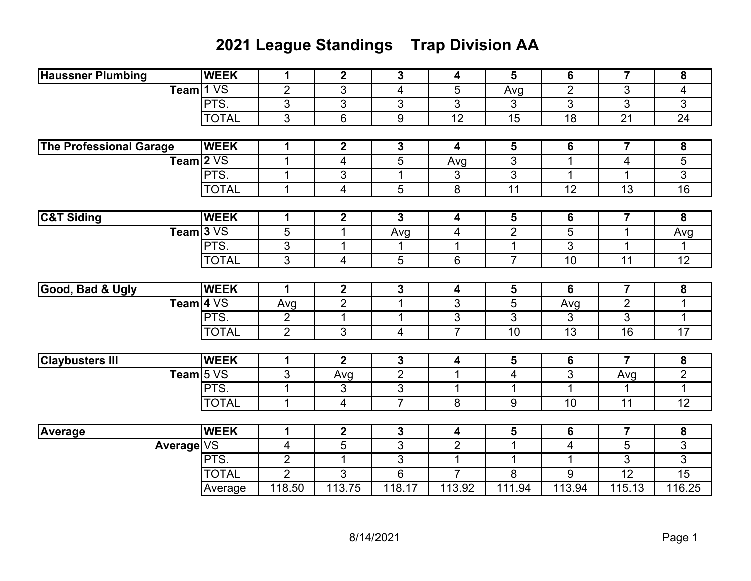# 2021 League Standings    Trap Division AA

| Haussner Plumbing | WEEK | 1 | 2 | 3 | 4 | 5 | 6 | 7 | 8 |
|---|---|---|---|---|---|---|---|---|---|
| Team | 1 VS | 2 | 3 | 4 | 5 | Avg | 2 | 3 | 4 |
| | PTS. | 3 | 3 | 3 | 3 | 3 | 3 | 3 | 3 |
| | TOTAL | 3 | 6 | 9 | 12 | 15 | 18 | 21 | 24 |

| The Professional Garage | WEEK | 1 | 2 | 3 | 4 | 5 | 6 | 7 | 8 |
|---|---|---|---|---|---|---|---|---|---|
| Team | 2 VS | 1 | 4 | 5 | Avg | 3 | 1 | 4 | 5 |
| | PTS. | 1 | 3 | 1 | 3 | 3 | 1 | 1 | 3 |
| | TOTAL | 1 | 4 | 5 | 8 | 11 | 12 | 13 | 16 |

| C&T Siding | WEEK | 1 | 2 | 3 | 4 | 5 | 6 | 7 | 8 |
|---|---|---|---|---|---|---|---|---|---|
| Team | 3 VS | 5 | 1 | Avg | 4 | 2 | 5 | 1 | Avg |
| | PTS. | 3 | 1 | 1 | 1 | 1 | 3 | 1 | 1 |
| | TOTAL | 3 | 4 | 5 | 6 | 7 | 10 | 11 | 12 |

| Good, Bad & Ugly | WEEK | 1 | 2 | 3 | 4 | 5 | 6 | 7 | 8 |
|---|---|---|---|---|---|---|---|---|---|
| Team | 4 VS | Avg | 2 | 1 | 3 | 5 | Avg | 2 | 1 |
| | PTS. | 2 | 1 | 1 | 3 | 3 | 3 | 3 | 1 |
| | TOTAL | 2 | 3 | 4 | 7 | 10 | 13 | 16 | 17 |

| Claybusters III | WEEK | 1 | 2 | 3 | 4 | 5 | 6 | 7 | 8 |
|---|---|---|---|---|---|---|---|---|---|
| Team | 5 VS | 3 | Avg | 2 | 1 | 4 | 3 | Avg | 2 |
| | PTS. | 1 | 3 | 3 | 1 | 1 | 1 | 1 | 1 |
| | TOTAL | 1 | 4 | 7 | 8 | 9 | 10 | 11 | 12 |

| Average | WEEK | 1 | 2 | 3 | 4 | 5 | 6 | 7 | 8 |
|---|---|---|---|---|---|---|---|---|---|
| Average | VS | 4 | 5 | 3 | 2 | 1 | 4 | 5 | 3 |
| | PTS. | 2 | 1 | 3 | 1 | 1 | 1 | 3 | 3 |
| | TOTAL | 2 | 3 | 6 | 7 | 8 | 9 | 12 | 15 |
| | Average | 118.50 | 113.75 | 118.17 | 113.92 | 111.94 | 113.94 | 115.13 | 116.25 |

8/14/2021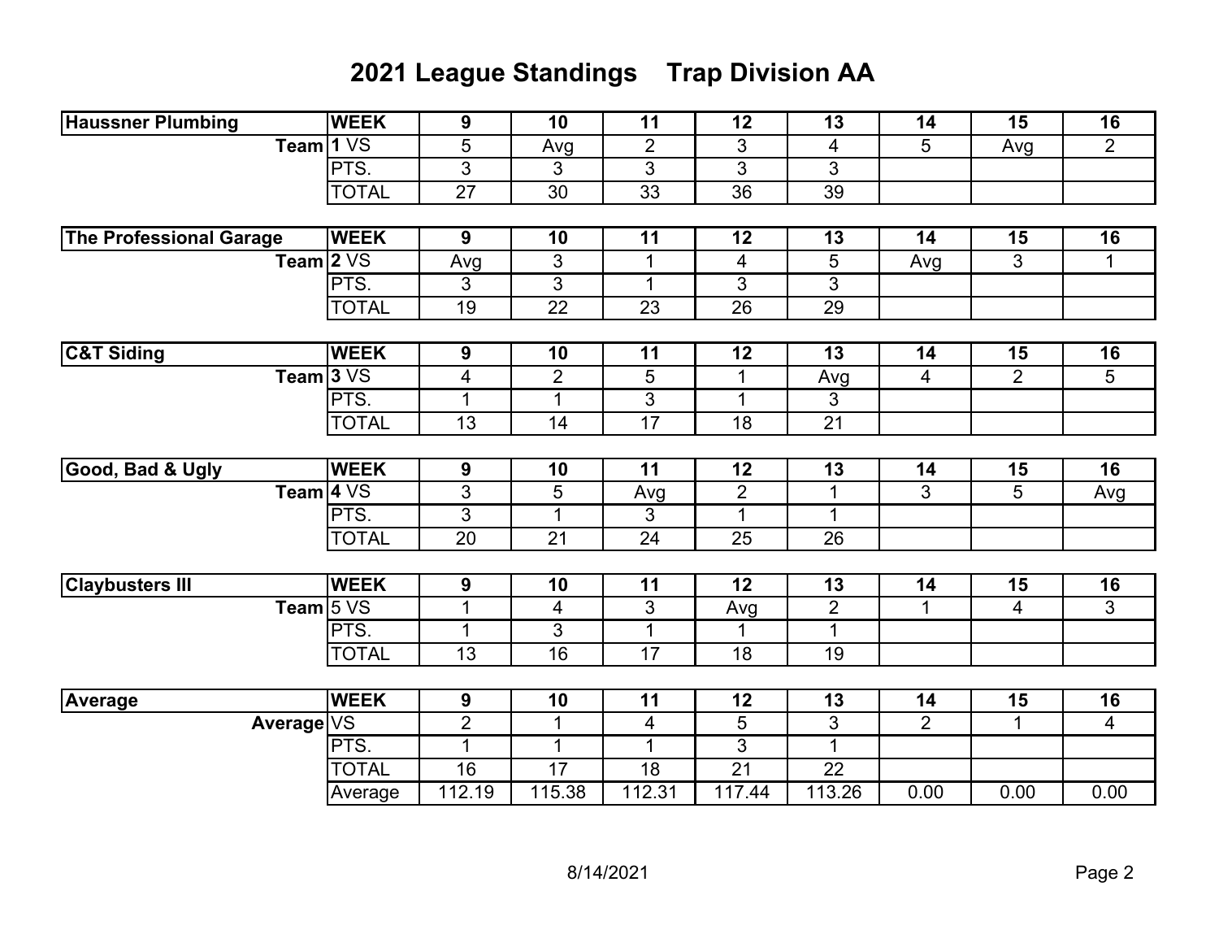# 2021 League Standings    Trap Division AA

| Haussner Plumbing | WEEK | 9 | 10 | 11 | 12 | 13 | 14 | 15 | 16 |
|---|---|---|---|---|---|---|---|---|---|
| Team | 1 VS | 5 | Avg | 2 | 3 | 4 | 5 | Avg | 2 |
| | PTS. | 3 | 3 | 3 | 3 | 3 | | | |
| | TOTAL | 27 | 30 | 33 | 36 | 39 | | | |

| The Professional Garage | WEEK | 9 | 10 | 11 | 12 | 13 | 14 | 15 | 16 |
|---|---|---|---|---|---|---|---|---|---|
| Team | 2 VS | Avg | 3 | 1 | 4 | 5 | Avg | 3 | 1 |
| | PTS. | 3 | 3 | 1 | 3 | 3 | | | |
| | TOTAL | 19 | 22 | 23 | 26 | 29 | | | |

| C&T Siding | WEEK | 9 | 10 | 11 | 12 | 13 | 14 | 15 | 16 |
|---|---|---|---|---|---|---|---|---|---|
| Team | 3 VS | 4 | 2 | 5 | 1 | Avg | 4 | 2 | 5 |
| | PTS. | 1 | 1 | 3 | 1 | 3 | | | |
| | TOTAL | 13 | 14 | 17 | 18 | 21 | | | |

| Good, Bad & Ugly | WEEK | 9 | 10 | 11 | 12 | 13 | 14 | 15 | 16 |
|---|---|---|---|---|---|---|---|---|---|
| Team | 4 VS | 3 | 5 | Avg | 2 | 1 | 3 | 5 | Avg |
| | PTS. | 3 | 1 | 3 | 1 | 1 | | | |
| | TOTAL | 20 | 21 | 24 | 25 | 26 | | | |

| Claybusters III | WEEK | 9 | 10 | 11 | 12 | 13 | 14 | 15 | 16 |
|---|---|---|---|---|---|---|---|---|---|
| Team | 5 VS | 1 | 4 | 3 | Avg | 2 | 1 | 4 | 3 |
| | PTS. | 1 | 3 | 1 | 1 | 1 | | | |
| | TOTAL | 13 | 16 | 17 | 18 | 19 | | | |

| Average | WEEK | 9 | 10 | 11 | 12 | 13 | 14 | 15 | 16 |
|---|---|---|---|---|---|---|---|---|---|
| Average | VS | 2 | 1 | 4 | 5 | 3 | 2 | 1 | 4 |
| | PTS. | 1 | 1 | 1 | 3 | 1 | | | |
| | TOTAL | 16 | 17 | 18 | 21 | 22 | | | |
| | Average | 112.19 | 115.38 | 112.31 | 117.44 | 113.26 | 0.00 | 0.00 | 0.00 |

8/14/2021